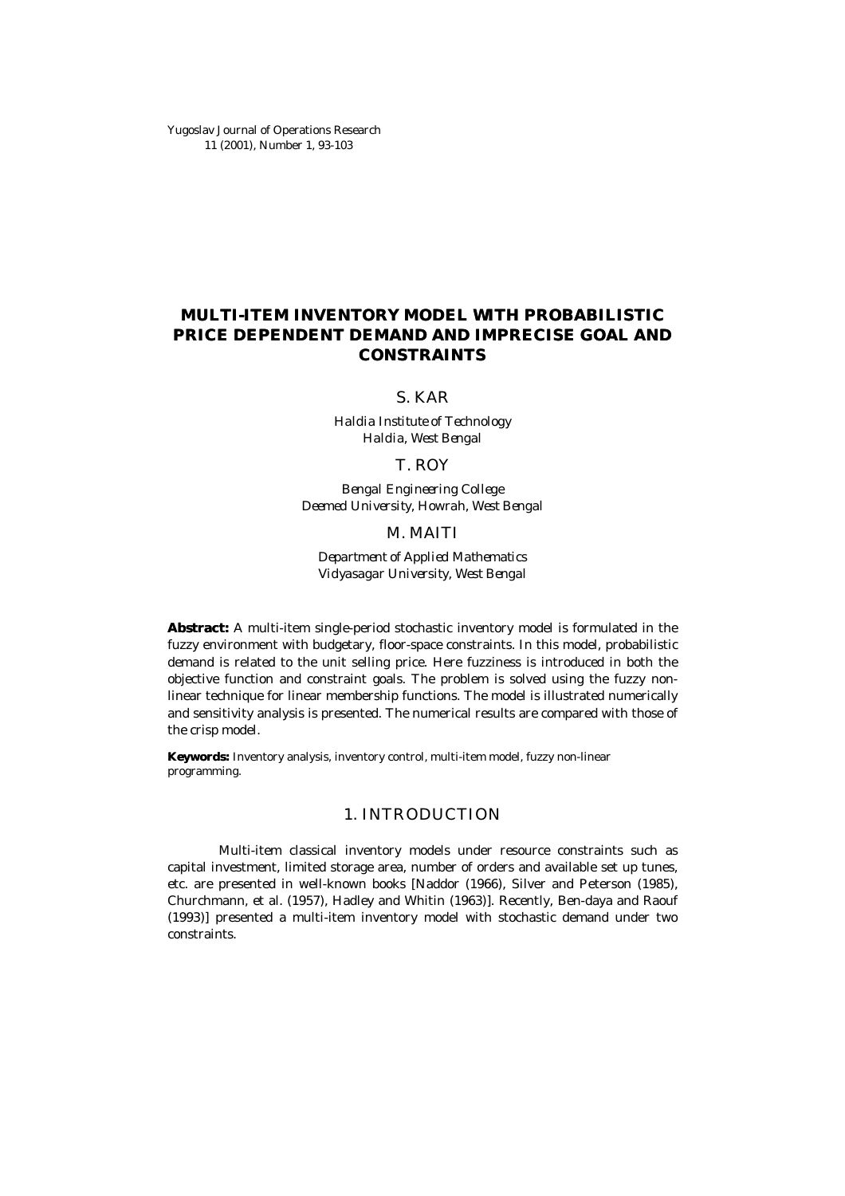# MULTI-ITEM INVENTORY MODEL WITH PROBABILISTIC PRICE DEPENDENT DEMAND AND IMPRECISE GOAL AND CONSTRAINTS

S. KAR

*Haldia Institute of Technology*
*Haldia, West Bengal*

T. ROY

*Bengal Engineering College*
*Deemed University, Howrah, West Bengal*

M. MAITI

*Department of Applied Mathematics*
*Vidyasagar University, West Bengal*

**Abstract:** A multi-item single-period stochastic inventory model is formulated in the fuzzy environment with budgetary, floor-space constraints. In this model, probabilistic demand is related to the unit selling price. Here fuzziness is introduced in both the objective function and constraint goals. The problem is solved using the fuzzy non-linear technique for linear membership functions. The model is illustrated numerically and sensitivity analysis is presented. The numerical results are compared with those of the crisp model.

**Keywords:** Inventory analysis, inventory control, multi-item model, fuzzy non-linear programming.

## 1. INTRODUCTION

Multi-item classical inventory models under resource constraints such as capital investment, limited storage area, number of orders and available set up tunes, etc. are presented in well-known books [Naddor (1966), Silver and Peterson (1985), Churchmann, et al. (1957), Hadley and Whitin (1963)]. Recently, Ben-daya and Raouf (1993)] presented a multi-item inventory model with stochastic demand under two constraints.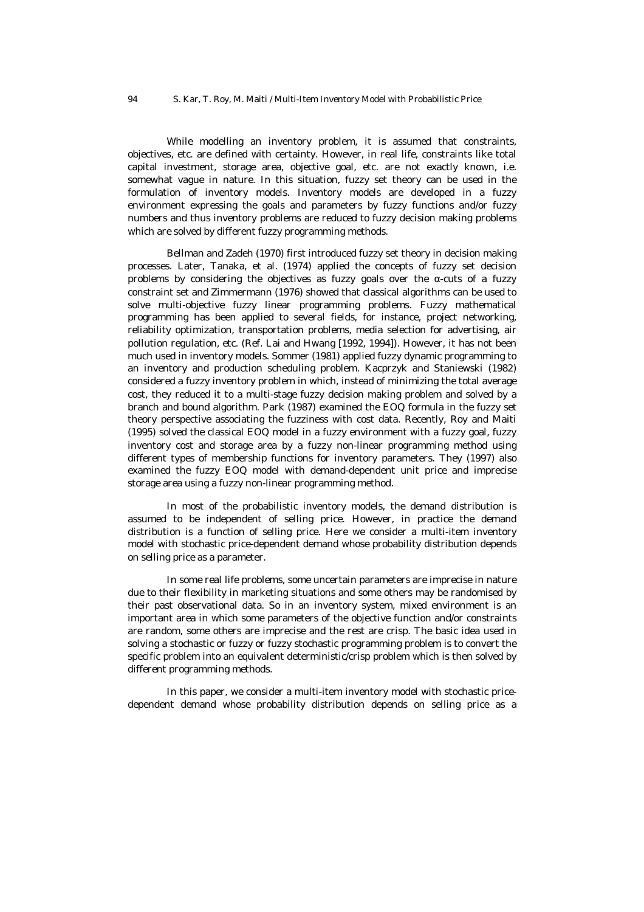While modelling an inventory problem, it is assumed that constraints, objectives, etc. are defined with certainty. However, in real life, constraints like total capital investment, storage area, objective goal, etc. are not exactly known, i.e. somewhat vague in nature. In this situation, fuzzy set theory can be used in the formulation of inventory models. Inventory models are developed in a fuzzy environment expressing the goals and parameters by fuzzy functions and/or fuzzy numbers and thus inventory problems are reduced to fuzzy decision making problems which are solved by different fuzzy programming methods.

Bellman and Zadeh (1970) first introduced fuzzy set theory in decision making processes. Later, Tanaka, et al. (1974) applied the concepts of fuzzy set decision problems by considering the objectives as fuzzy goals over the α-cuts of a fuzzy constraint set and Zimmermann (1976) showed that classical algorithms can be used to solve multi-objective fuzzy linear programming problems. Fuzzy mathematical programming has been applied to several fields, for instance, project networking, reliability optimization, transportation problems, media selection for advertising, air pollution regulation, etc. (Ref. Lai and Hwang [1992, 1994]). However, it has not been much used in inventory models. Sommer (1981) applied fuzzy dynamic programming to an inventory and production scheduling problem. Kacprzyk and Staniewski (1982) considered a fuzzy inventory problem in which, instead of minimizing the total average cost, they reduced it to a multi-stage fuzzy decision making problem and solved by a branch and bound algorithm. Park (1987) examined the EOQ formula in the fuzzy set theory perspective associating the fuzziness with cost data. Recently, Roy and Maiti (1995) solved the classical EOQ model in a fuzzy environment with a fuzzy goal, fuzzy inventory cost and storage area by a fuzzy non-linear programming method using different types of membership functions for inventory parameters. They (1997) also examined the fuzzy EOQ model with demand-dependent unit price and imprecise storage area using a fuzzy non-linear programming method.

In most of the probabilistic inventory models, the demand distribution is assumed to be independent of selling price. However, in practice the demand distribution is a function of selling price. Here we consider a multi-item inventory model with stochastic price-dependent demand whose probability distribution depends on selling price as a parameter.

In some real life problems, some uncertain parameters are imprecise in nature due to their flexibility in marketing situations and some others may be randomised by their past observational data. So in an inventory system, mixed environment is an important area in which some parameters of the objective function and/or constraints are random, some others are imprecise and the rest are crisp. The basic idea used in solving a stochastic or fuzzy or fuzzy stochastic programming problem is to convert the specific problem into an equivalent deterministic/crisp problem which is then solved by different programming methods.

In this paper, we consider a multi-item inventory model with stochastic price-dependent demand whose probability distribution depends on selling price as a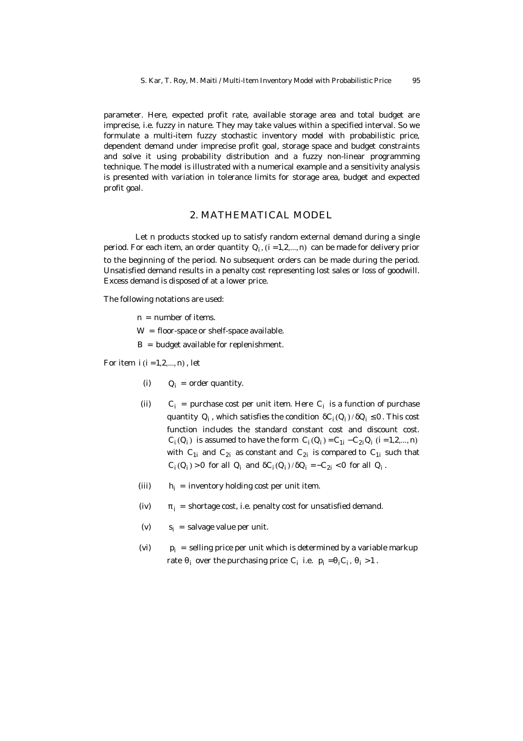parameter. Here, expected profit rate, available storage area and total budget are imprecise, i.e. fuzzy in nature. They may take values within a specified interval. So we formulate a multi-item fuzzy stochastic inventory model with probabilistic price, dependent demand under imprecise profit goal, storage space and budget constraints and solve it using probability distribution and a fuzzy non-linear programming technique. The model is illustrated with a numerical example and a sensitivity analysis is presented with variation in tolerance limits for storage area, budget and expected profit goal.

## 2. MATHEMATICAL MODEL

Let n products stocked up to satisfy random external demand during a single period. For each item, an order quantity $Q_i$, $(i = 1,2,...,n)$ can be made for delivery prior to the beginning of the period. No subsequent orders can be made during the period. Unsatisfied demand results in a penalty cost representing lost sales or loss of goodwill. Excess demand is disposed of at a lower price.

The following notations are used:

- $n$ = number of items.
- $W$ = floor-space or shelf-space available.
- $B$ = budget available for replenishment.

For item $i$ $(i = 1,2,...,n)$, let

- (i) $Q_i$ = order quantity.
- (ii) $C_i$ = purchase cost per unit item. Here $C_i$ is a function of purchase quantity $Q_i$, which satisfies the condition $\delta C_i(Q_i)/\delta Q_i \le 0$. This cost function includes the standard constant cost and discount cost. $C_i(Q_i)$ is assumed to have the form $C_i(Q_i) = C_{1i} - C_{2i}Q_i$ $(i = 1,2,...,n)$ with $C_{1i}$ and $C_{2i}$ as constant and $C_{2i}$ is compared to $C_{1i}$ such that $C_i(Q_i) > 0$ for all $Q_i$ and $\delta C_i(Q_i)/\delta Q_i = -C_{2i} < 0$ for all $Q_i$.
- (iii) $h_i$ = inventory holding cost per unit item.
- (iv) $\pi_i$ = shortage cost, i.e. penalty cost for unsatisfied demand.
- (v) $s_i$ = salvage value per unit.
- (vi) $p_i$ = selling price per unit which is determined by a variable markup rate $\theta_i$ over the purchasing price $C_i$ i.e. $p_i = \theta_i C_i$, $\theta_i > 1$.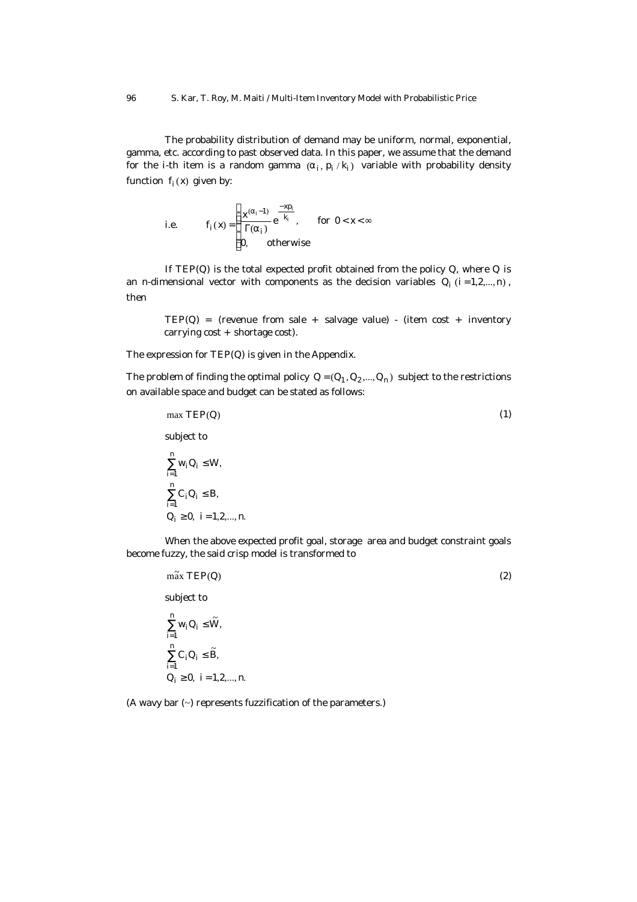The probability distribution of demand may be uniform, normal, exponential, gamma, etc. according to past observed data. In this paper, we assume that the demand for the i-th item is a random gamma $(\alpha_i, p_i / k_i)$ variable with probability density function $f_i(x)$ given by:

$$\text{i.e.} \qquad f_i(x) = \begin{cases} \dfrac{x^{(\alpha_i - 1)}}{\Gamma(\alpha_i)} e^{\frac{-xp_i}{k_i}}, & \text{for } 0 < x < \infty \\ 0, & \text{otherwise} \end{cases}$$

If $TEP(Q)$ is the total expected profit obtained from the policy $Q$, where $Q$ is an n-dimensional vector with components as the decision variables $Q_i \ (i = 1,2,\ldots,n)$, then

> $TEP(Q)$ = (revenue from sale + salvage value) - (item cost + inventory carrying cost + shortage cost).

The expression for $TEP(Q)$ is given in the Appendix.

The problem of finding the optimal policy $Q = (Q_1, Q_2, \ldots, Q_n)$ subject to the restrictions on available space and budget can be stated as follows:

$$\max \ TEP(Q) \tag{1}$$

subject to

$$\sum_{i=1}^{n} w_i Q_i \leq W,$$

$$\sum_{i=1}^{n} C_i Q_i \leq B,$$

$$Q_i \geq 0, \ i = 1,2,\ldots,n.$$

When the above expected profit goal, storage area and budget constraint goals become fuzzy, the said crisp model is transformed to

$$\widetilde{\max} \ TEP(Q) \tag{2}$$

subject to

$$\sum_{i=1}^{n} w_i Q_i \leq \widetilde{W},$$

$$\sum_{i=1}^{n} C_i Q_i \leq \widetilde{B},$$

$$Q_i \geq 0, \ i = 1,2,\ldots,n.$$

(A wavy bar (~) represents fuzzification of the parameters.)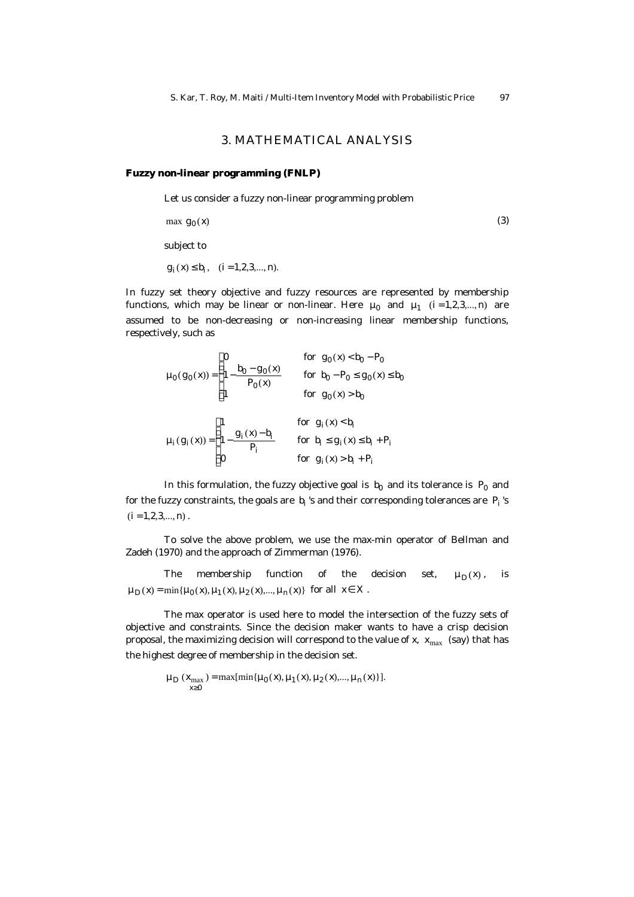## 3. MATHEMATICAL ANALYSIS

### Fuzzy non-linear programming (FNLP)

Let us consider a fuzzy non-linear programming problem

$$\max \; g_0(x) \tag{3}$$

subject to

$$g_i(x) \le b_i, \quad (i = 1,2,3,...,n).$$

In fuzzy set theory objective and fuzzy resources are represented by membership functions, which may be linear or non-linear. Here $\mu_0$ and $\mu_1$ $(i = 1,2,3,...,n)$ are assumed to be non-decreasing or non-increasing linear membership functions, respectively, such as

$$\mu_0(g_0(x)) = \begin{cases} 0 & \text{for } g_0(x) < b_0 - P_0 \\ 1 - \dfrac{b_0 - g_0(x)}{P_0(x)} & \text{for } b_0 - P_0 \le g_0(x) \le b_0 \\ 1 & \text{for } g_0(x) > b_0 \end{cases}$$

$$\mu_i(g_i(x)) = \begin{cases} 1 & \text{for } g_i(x) < b_i \\ 1 - \dfrac{g_i(x) - b_i}{P_i} & \text{for } b_i \le g_i(x) \le b_i + P_i \\ 0 & \text{for } g_i(x) > b_i + P_i \end{cases}$$

In this formulation, the fuzzy objective goal is $b_0$ and its tolerance is $P_0$ and for the fuzzy constraints, the goals are $b_i$'s and their corresponding tolerances are $P_i$'s $(i = 1,2,3,...,n)$.

To solve the above problem, we use the max-min operator of Bellman and Zadeh (1970) and the approach of Zimmerman (1976).

The membership function of the decision set, $\mu_D(x)$, is $\mu_D(x) = \min\{\mu_0(x), \mu_1(x), \mu_2(x),..., \mu_n(x)\}$ for all $x \in X$.

The max operator is used here to model the intersection of the fuzzy sets of objective and constraints. Since the decision maker wants to have a crisp decision proposal, the maximizing decision will correspond to the value of x, $x_{\max}$ (say) that has the highest degree of membership in the decision set.

$$\mu_D(x_{\max}) = \max_{x \ge 0}[\min\{\mu_0(x), \mu_1(x), \mu_2(x),..., \mu_n(x)\}].$$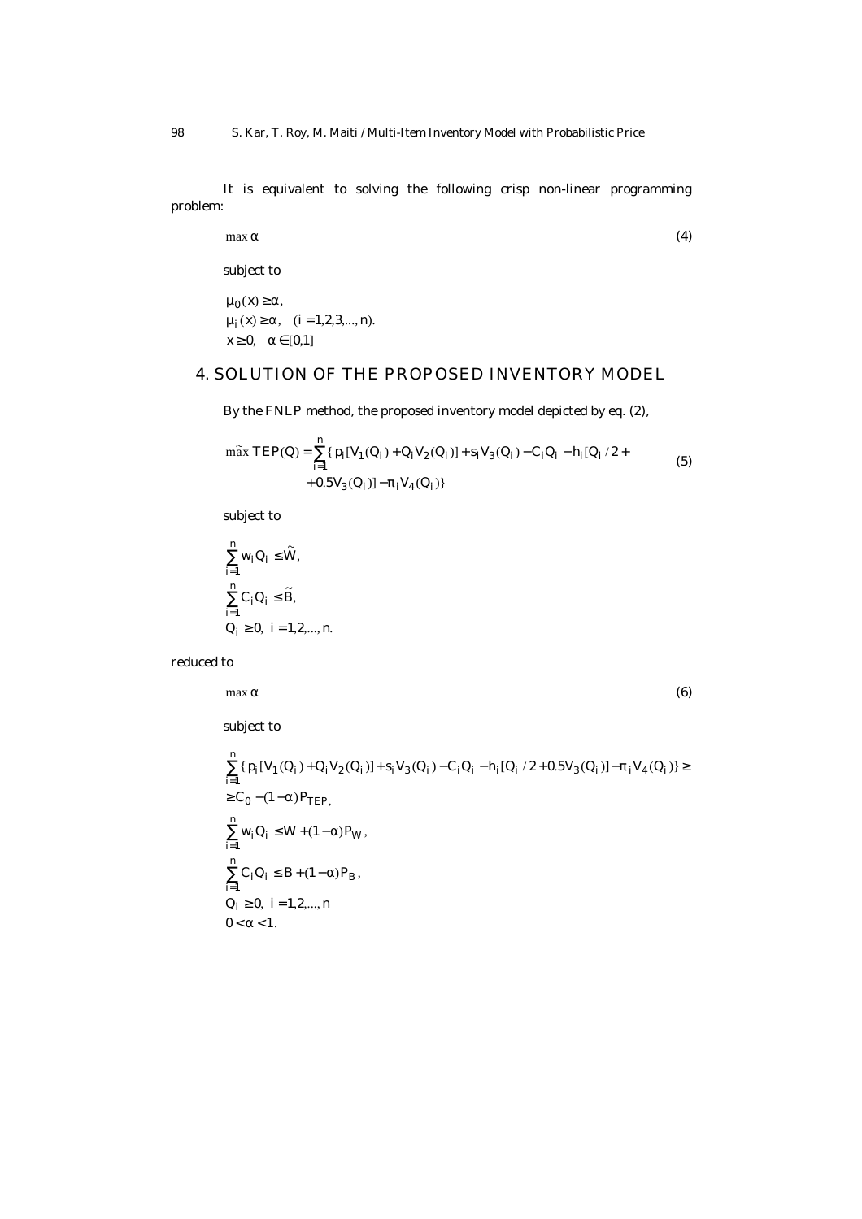It is equivalent to solving the following crisp non-linear programming problem:

$$\max \alpha \tag{4}$$

subject to

$$\mu_0(x) \geq \alpha,$$
$$\mu_i(x) \geq \alpha, \quad (i = 1,2,3,\ldots,n).$$
$$x \geq 0, \quad \alpha \in [0,1]$$

## 4. SOLUTION OF THE PROPOSED INVENTORY MODEL

By the FNLP method, the proposed inventory model depicted by eq. (2),

$$\widetilde{\max}\ TEP(Q) = \sum_{i=1}^{n} \{ p_i [V_1(Q_i) + Q_i V_2(Q_i)] + s_i V_3(Q_i) - C_i Q_i - h_i [Q_i / 2 + 0.5 V_3(Q_i)] - \pi_i V_4(Q_i) \} \tag{5}$$

subject to

$$\sum_{i=1}^{n} w_i Q_i \leq \widetilde{W},$$
$$\sum_{i=1}^{n} C_i Q_i \leq \widetilde{B},$$
$$Q_i \geq 0, \ i = 1,2,\ldots,n.$$

reduced to

$$\max \alpha \tag{6}$$

subject to

$$\sum_{i=1}^{n} \{ p_i [V_1(Q_i) + Q_i V_2(Q_i)] + s_i V_3(Q_i) - C_i Q_i - h_i [Q_i / 2 + 0.5 V_3(Q_i)] - \pi_i V_4(Q_i) \} \geq$$
$$\geq C_0 - (1-\alpha) P_{TEP},$$
$$\sum_{i=1}^{n} w_i Q_i \leq W + (1-\alpha) P_W,$$
$$\sum_{i=1}^{n} C_i Q_i \leq B + (1-\alpha) P_B,$$
$$Q_i \geq 0, \ i = 1,2,\ldots,n$$
$$0 < \alpha < 1.$$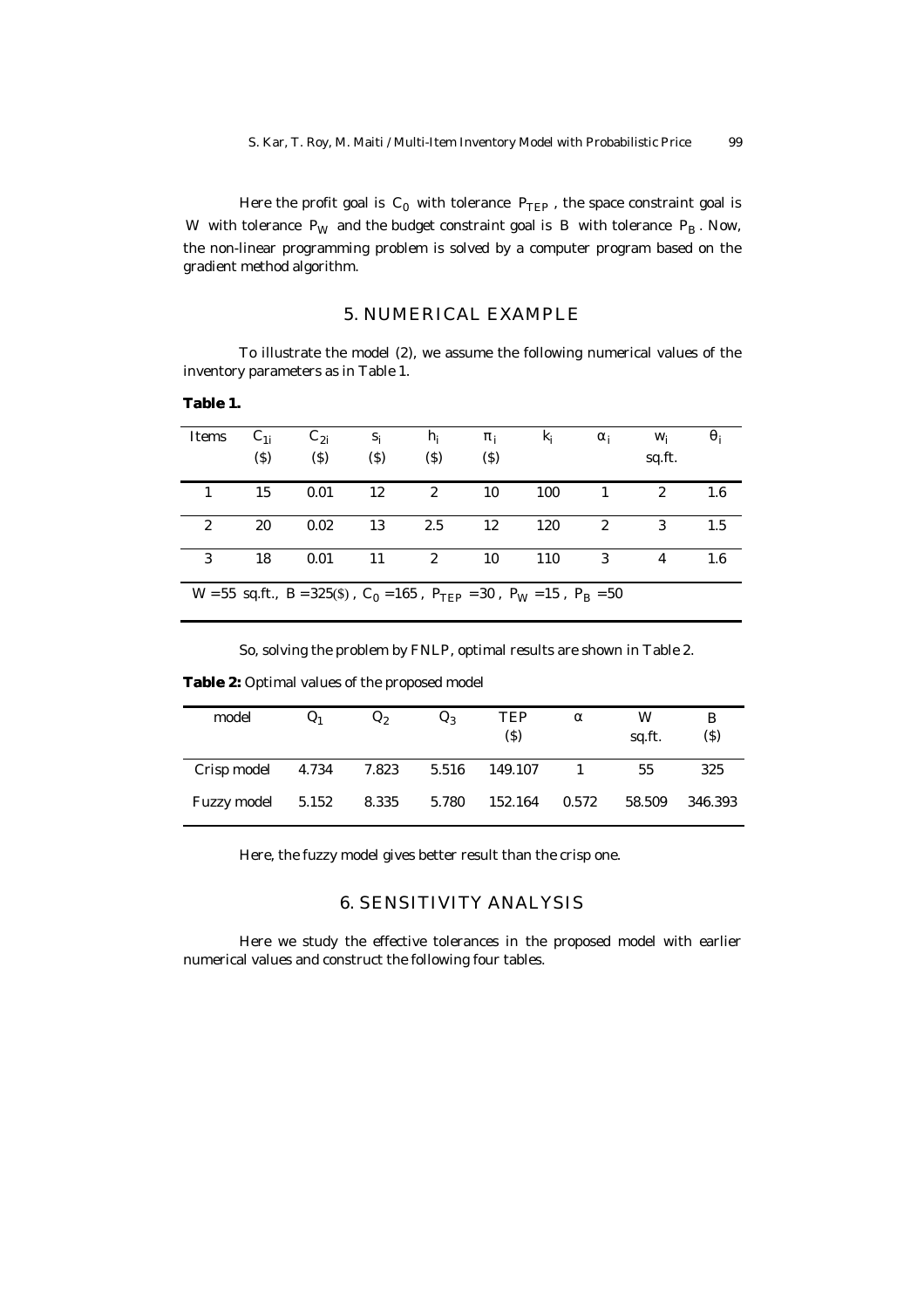Here the profit goal is $C_0$ with tolerance $P_{TEP}$, the space constraint goal is $W$ with tolerance $P_W$ and the budget constraint goal is $B$ with tolerance $P_B$. Now, the non-linear programming problem is solved by a computer program based on the gradient method algorithm.

## 5. NUMERICAL EXAMPLE

To illustrate the model (2), we assume the following numerical values of the inventory parameters as in Table 1.

**Table 1.**

| Items | $C_{1i}$ (\$) | $C_{2i}$ (\$) | $s_i$ (\$) | $h_i$ (\$) | $\pi_i$ (\$) | $k_i$ | $\alpha_i$ | $w_i$ sq.ft. | $\theta_i$ |
|---|---|---|---|---|---|---|---|---|---|
| 1 | 15 | 0.01 | 12 | 2 | 10 | 100 | 1 | 2 | 1.6 |
| 2 | 20 | 0.02 | 13 | 2.5 | 12 | 120 | 2 | 3 | 1.5 |
| 3 | 18 | 0.01 | 11 | 2 | 10 | 110 | 3 | 4 | 1.6 |

$W = 55$ sq.ft., $B = 325$(\$), $C_0 = 165$, $P_{TEP} = 30$, $P_W = 15$, $P_B = 50$

So, solving the problem by FNLP, optimal results are shown in Table 2.

**Table 2:** Optimal values of the proposed model

| model | $Q_1$ | $Q_2$ | $Q_3$ | TEP (\$) | $\alpha$ | W sq.ft. | B (\$) |
|---|---|---|---|---|---|---|---|
| Crisp model | 4.734 | 7.823 | 5.516 | 149.107 | 1 | 55 | 325 |
| Fuzzy model | 5.152 | 8.335 | 5.780 | 152.164 | 0.572 | 58.509 | 346.393 |

Here, the fuzzy model gives better result than the crisp one.

## 6. SENSITIVITY ANALYSIS

Here we study the effective tolerances in the proposed model with earlier numerical values and construct the following four tables.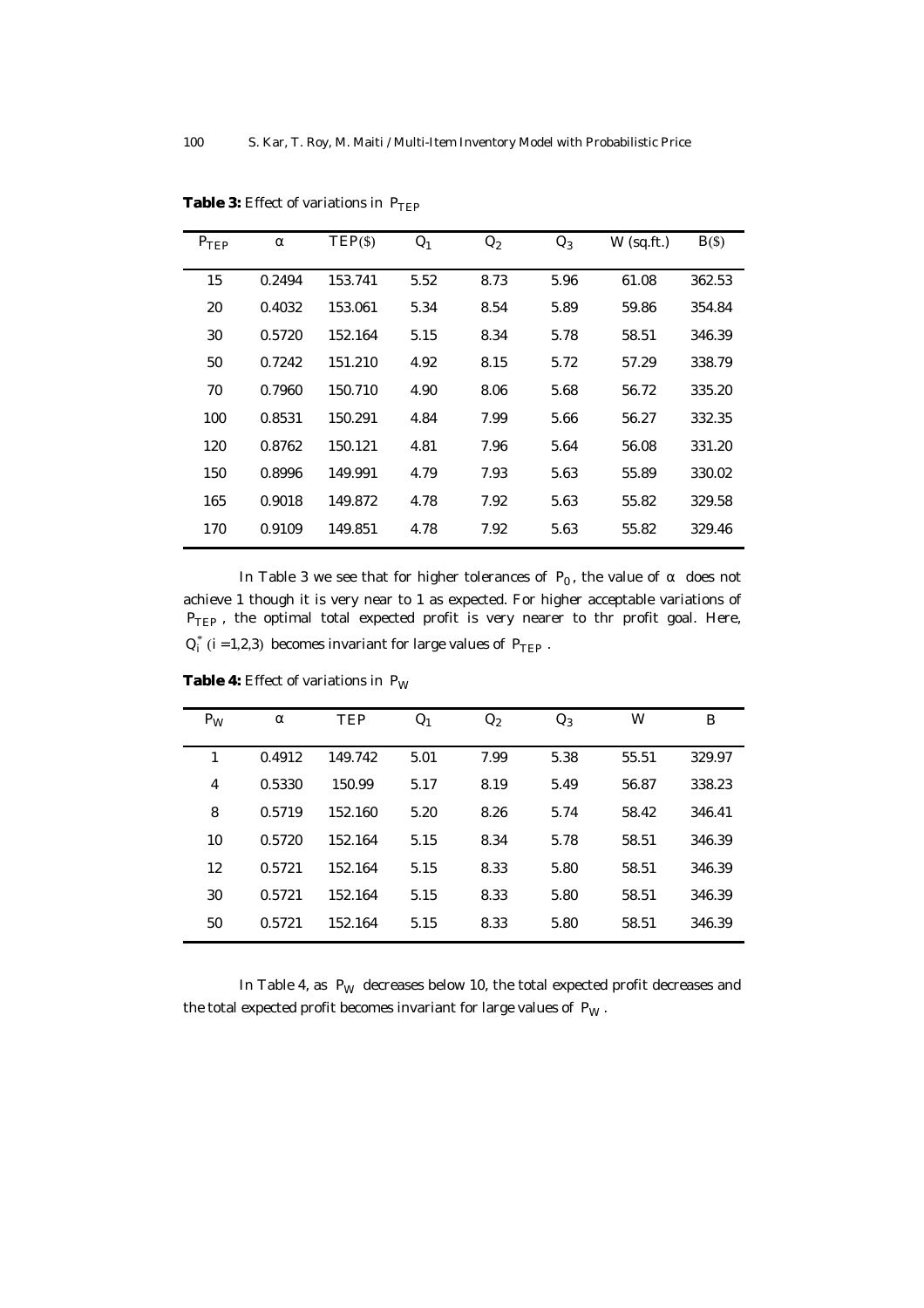**Table 3:** Effect of variations in $P_{TEP}$

| $P_{TEP}$ | $\alpha$ | TEP($) | $Q_1$ | $Q_2$ | $Q_3$ | W (sq.ft.) | B($) |
|---|---|---|---|---|---|---|---|
| 15 | 0.2494 | 153.741 | 5.52 | 8.73 | 5.96 | 61.08 | 362.53 |
| 20 | 0.4032 | 153.061 | 5.34 | 8.54 | 5.89 | 59.86 | 354.84 |
| 30 | 0.5720 | 152.164 | 5.15 | 8.34 | 5.78 | 58.51 | 346.39 |
| 50 | 0.7242 | 151.210 | 4.92 | 8.15 | 5.72 | 57.29 | 338.79 |
| 70 | 0.7960 | 150.710 | 4.90 | 8.06 | 5.68 | 56.72 | 335.20 |
| 100 | 0.8531 | 150.291 | 4.84 | 7.99 | 5.66 | 56.27 | 332.35 |
| 120 | 0.8762 | 150.121 | 4.81 | 7.96 | 5.64 | 56.08 | 331.20 |
| 150 | 0.8996 | 149.991 | 4.79 | 7.93 | 5.63 | 55.89 | 330.02 |
| 165 | 0.9018 | 149.872 | 4.78 | 7.92 | 5.63 | 55.82 | 329.58 |
| 170 | 0.9109 | 149.851 | 4.78 | 7.92 | 5.63 | 55.82 | 329.46 |

In Table 3 we see that for higher tolerances of $P_0$, the value of $\alpha$ does not achieve 1 though it is very near to 1 as expected. For higher acceptable variations of $P_{TEP}$, the optimal total expected profit is very nearer to thr profit goal. Here, $Q_i^*$ $(i = 1,2,3)$ becomes invariant for large values of $P_{TEP}$.

**Table 4:** Effect of variations in $P_W$

| $P_W$ | $\alpha$ | TEP | $Q_1$ | $Q_2$ | $Q_3$ | W | B |
|---|---|---|---|---|---|---|---|
| 1 | 0.4912 | 149.742 | 5.01 | 7.99 | 5.38 | 55.51 | 329.97 |
| 4 | 0.5330 | 150.99 | 5.17 | 8.19 | 5.49 | 56.87 | 338.23 |
| 8 | 0.5719 | 152.160 | 5.20 | 8.26 | 5.74 | 58.42 | 346.41 |
| 10 | 0.5720 | 152.164 | 5.15 | 8.34 | 5.78 | 58.51 | 346.39 |
| 12 | 0.5721 | 152.164 | 5.15 | 8.33 | 5.80 | 58.51 | 346.39 |
| 30 | 0.5721 | 152.164 | 5.15 | 8.33 | 5.80 | 58.51 | 346.39 |
| 50 | 0.5721 | 152.164 | 5.15 | 8.33 | 5.80 | 58.51 | 346.39 |

In Table 4, as $P_W$ decreases below 10, the total expected profit decreases and the total expected profit becomes invariant for large values of $P_W$.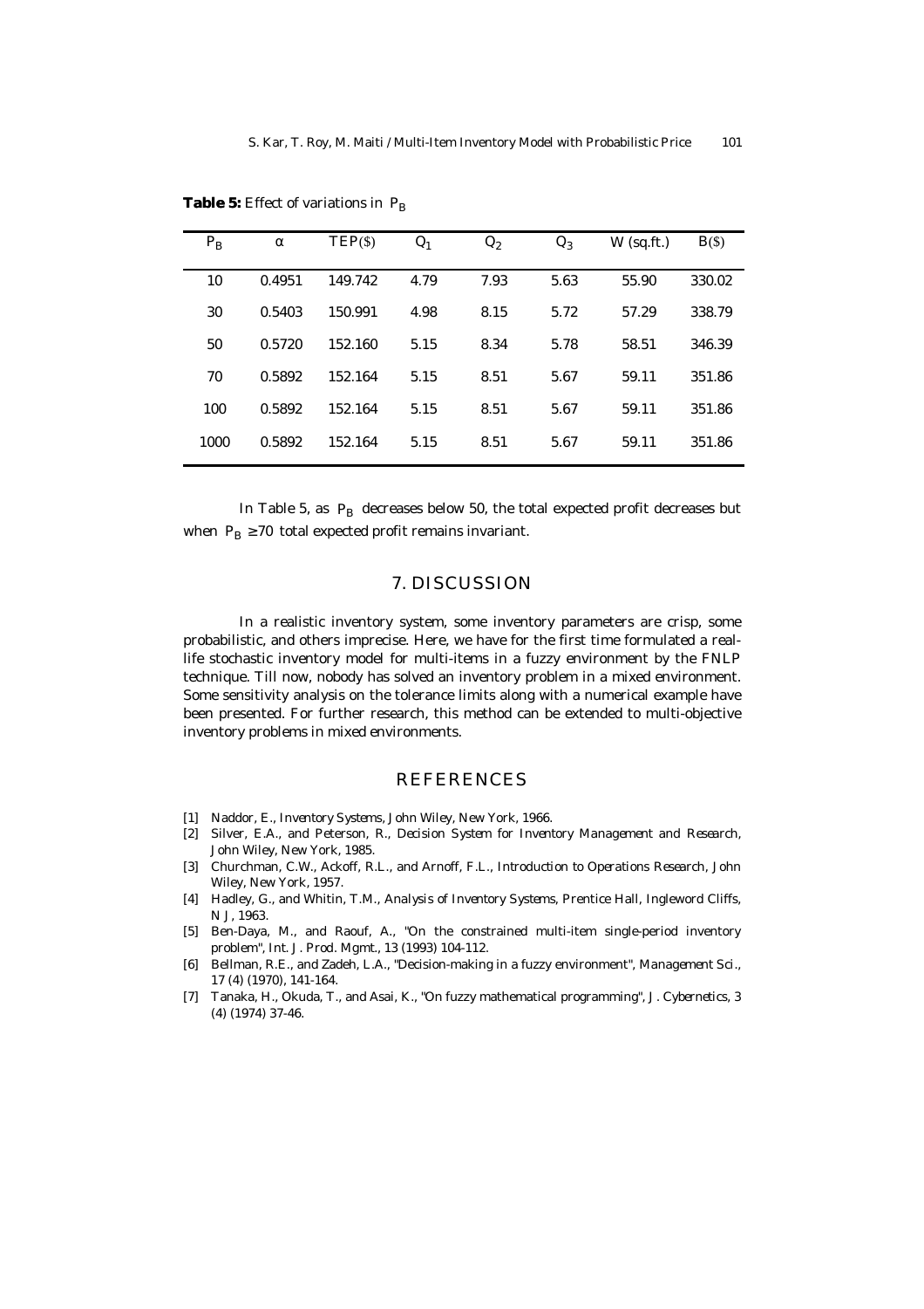**Table 5:** Effect of variations in $P_B$

| $P_B$ | $\alpha$ | $TEP(\$)$ | $Q_1$ | $Q_2$ | $Q_3$ | $W$ (sq.ft.) | $B(\$)$ |
|---|---|---|---|---|---|---|---|
| 10 | 0.4951 | 149.742 | 4.79 | 7.93 | 5.63 | 55.90 | 330.02 |
| 30 | 0.5403 | 150.991 | 4.98 | 8.15 | 5.72 | 57.29 | 338.79 |
| 50 | 0.5720 | 152.160 | 5.15 | 8.34 | 5.78 | 58.51 | 346.39 |
| 70 | 0.5892 | 152.164 | 5.15 | 8.51 | 5.67 | 59.11 | 351.86 |
| 100 | 0.5892 | 152.164 | 5.15 | 8.51 | 5.67 | 59.11 | 351.86 |
| 1000 | 0.5892 | 152.164 | 5.15 | 8.51 | 5.67 | 59.11 | 351.86 |

In Table 5, as $P_B$ decreases below 50, the total expected profit decreases but when $P_B \geq 70$ total expected profit remains invariant.

## 7. DISCUSSION

In a realistic inventory system, some inventory parameters are crisp, some probabilistic, and others imprecise. Here, we have for the first time formulated a real-life stochastic inventory model for multi-items in a fuzzy environment by the FNLP technique. Till now, nobody has solved an inventory problem in a mixed environment. Some sensitivity analysis on the tolerance limits along with a numerical example have been presented. For further research, this method can be extended to multi-objective inventory problems in mixed environments.

## REFERENCES

[1] Naddor, E., *Inventory Systems*, John Wiley, New York, 1966.

[2] Silver, E.A., and Peterson, R., *Decision System for Inventory Management and Research*, John Wiley, New York, 1985.

[3] Churchman, C.W., Ackoff, R.L., and Arnoff, F.L., *Introduction to Operations Research*, John Wiley, New York, 1957.

[4] Hadley, G., and Whitin, T.M., *Analysis of Inventory Systems*, Prentice Hall, Ingleword Cliffs, N J, 1963.

[5] Ben-Daya, M., and Raouf, A., "On the constrained multi-item single-period inventory problem", *Int. J. Prod. Mgmt.*, 13 (1993) 104-112.

[6] Bellman, R.E., and Zadeh, L.A., "Decision-making in a fuzzy environment", *Management Sci.*, 17 (4) (1970), 141-164.

[7] Tanaka, H., Okuda, T., and Asai, K., "On fuzzy mathematical programming", *J. Cybernetics*, 3 (4) (1974) 37-46.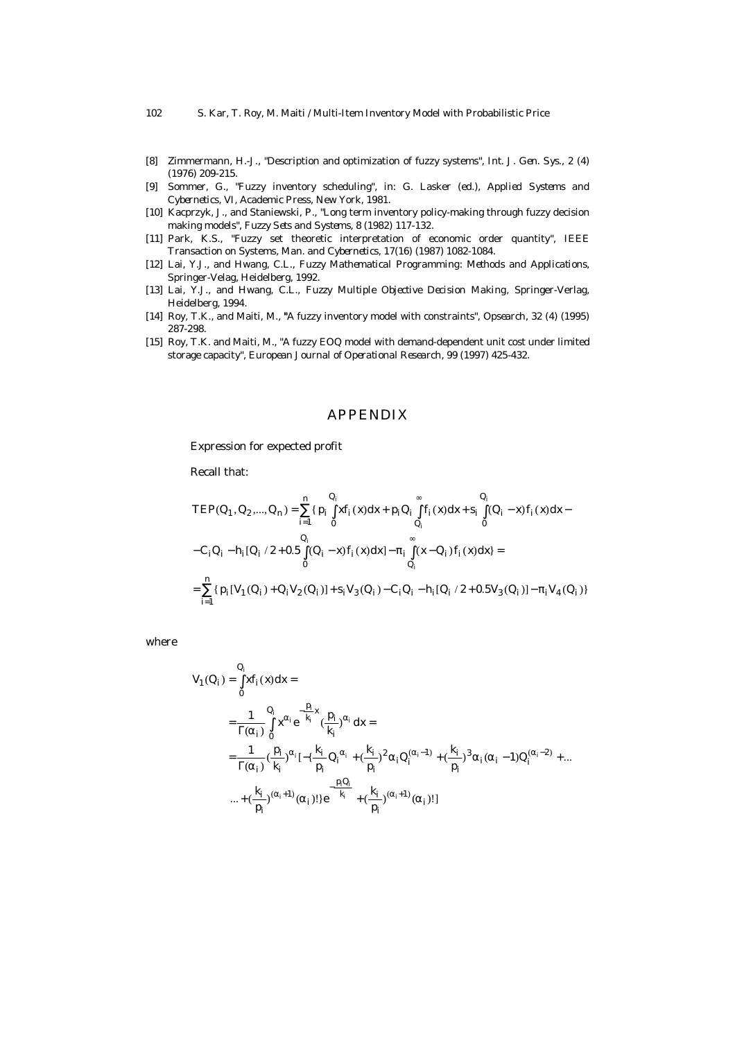[8] Zimmermann, H.-J., "Description and optimization of fuzzy systems", *Int. J. Gen. Sys.*, 2 (4) (1976) 209-215.

[9] Sommer, G., "Fuzzy inventory scheduling", in: G. Lasker (ed.), *Applied Systems and Cybernetics*, VI, Academic Press, New York, 1981.

[10] Kacprzyk, J., and Staniewski, P., "Long term inventory policy-making through fuzzy decision making models", *Fuzzy Sets and Systems*, 8 (1982) 117-132.

[11] Park, K.S., "Fuzzy set theoretic interpretation of economic order quantity", *IEEE Transaction on Systems, Man. and Cybernetics*, 17(16) (1987) 1082-1084.

[12] Lai, Y.J., and Hwang, C.L., *Fuzzy Mathematical Programming: Methods and Applications*, Springer-Velag, Heidelberg, 1992.

[13] Lai, Y.J., and Hwang, C.L., *Fuzzy Multiple Objective Decision Making*, Springer-Verlag, Heidelberg, 1994.

[14] Roy, T.K., and Maiti, M., "A fuzzy inventory model with constraints", *Opsearch*, 32 (4) (1995) 287-298.

[15] Roy, T.K. and Maiti, M., "A fuzzy EOQ model with demand-dependent unit cost under limited storage capacity", *European Journal of Operational Research*, 99 (1997) 425-432.

# APPENDIX

Expression for expected profit

Recall that:

$$TEP(Q_1, Q_2, ..., Q_n) = \sum_{i=1}^{n} \{ p_i \int_0^{Q_i} x f_i(x) dx + p_i Q_i \int_{Q_i}^{\infty} f_i(x) dx + s_i \int_0^{Q_i} (Q_i - x) f_i(x) dx -$$

$$- C_i Q_i - h_i [Q_i / 2 + 0.5 \int_0^{Q_i} (Q_i - x) f_i(x) dx] - \pi_i \int_{Q_i}^{\infty} (x - Q_i) f_i(x) dx \} =$$

$$= \sum_{i=1}^{n} \{ p_i [V_1(Q_i) + Q_i V_2(Q_i)] + s_i V_3(Q_i) - C_i Q_i - h_i [Q_i / 2 + 0.5 V_3(Q_i)] - \pi_i V_4(Q_i) \}$$

where

$$V_1(Q_i) = \int_0^{Q_i} x f_i(x) dx =$$

$$= \frac{1}{\Gamma(\alpha_i)} \int_0^{Q_i} x^{\alpha_i} e^{-\frac{p_i}{k_i} x} \left(\frac{p_i}{k_i}\right)^{\alpha_i} dx =$$

$$= \frac{1}{\Gamma(\alpha_i)} \left(\frac{p_i}{k_i}\right)^{\alpha_i} [ -\{ \frac{k_i}{p_i} Q_i^{\alpha_i} + \left(\frac{k_i}{p_i}\right)^2 \alpha_i Q_i^{(\alpha_i - 1)} + \left(\frac{k_i}{p_i}\right)^3 \alpha_i (\alpha_i - 1) Q_i^{(\alpha_i - 2)} + ...$$

$$... + \left(\frac{k_i}{p_i}\right)^{(\alpha_i + 1)} (\alpha_i)! \} e^{-\frac{p_i Q_i}{k_i}} + \left(\frac{k_i}{p_i}\right)^{(\alpha_i + 1)} (\alpha_i)! ]$$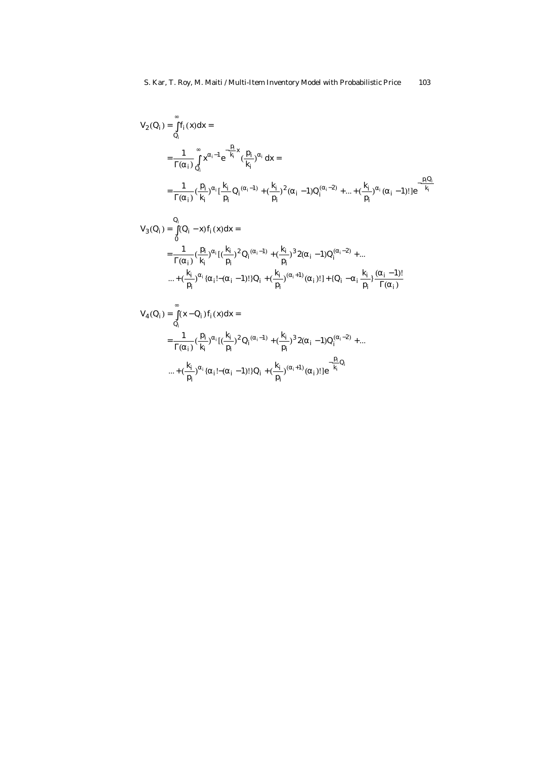$$V_2(Q_i) = \int_{Q_i}^{\infty} f_i(x)dx =$$

$$= \frac{1}{\Gamma(\alpha_i)} \int_{Q_i}^{\infty} x^{\alpha_i - 1} e^{-\frac{p_i}{k_i}x} (\frac{p_i}{k_i})^{\alpha_i} dx =$$

$$= \frac{1}{\Gamma(\alpha_i)} (\frac{p_i}{k_i})^{\alpha_i} [\frac{k_i}{p_i} Q_i^{(\alpha_i - 1)} + (\frac{k_i}{p_i})^2 (\alpha_i - 1) Q_i^{(\alpha_i - 2)} + \ldots + (\frac{k_i}{p_i})^{\alpha_i} (\alpha_i - 1)!] e^{-\frac{p_i Q_i}{k_i}}$$

$$V_3(Q_i) = \int_{0}^{Q_i} (Q_i - x) f_i(x)dx =$$

$$= \frac{1}{\Gamma(\alpha_i)} (\frac{p_i}{k_i})^{\alpha_i} [(\frac{k_i}{p_i})^2 Q_i^{(\alpha_i - 1)} + (\frac{k_i}{p_i})^3 2(\alpha_i - 1) Q_i^{(\alpha_i - 2)} + \ldots$$

$$\ldots + (\frac{k_i}{p_i})^{\alpha_i} \{\alpha_i! - (\alpha_i - 1)!\} Q_i + (\frac{k_i}{p_i})^{(\alpha_i + 1)} (\alpha_i)!] + \{Q_i - \alpha_i \frac{k_i}{p_i}\} \frac{(\alpha_i - 1)!}{\Gamma(\alpha_i)}$$

$$V_4(Q_i) = \int_{Q_i}^{\infty} (x - Q_i) f_i(x)dx =$$

$$= \frac{1}{\Gamma(\alpha_i)} (\frac{p_i}{k_i})^{\alpha_i} [(\frac{k_i}{p_i})^2 Q_i^{(\alpha_i - 1)} + (\frac{k_i}{p_i})^3 2(\alpha_i - 1) Q_i^{(\alpha_i - 2)} + \ldots$$

$$\ldots + (\frac{k_i}{p_i})^{\alpha_i} \{\alpha_i! - (\alpha_i - 1)!\} Q_i + (\frac{k_i}{p_i})^{(\alpha_i + 1)} (\alpha_i)!] e^{-\frac{p_i}{k_i} Q_i}$$